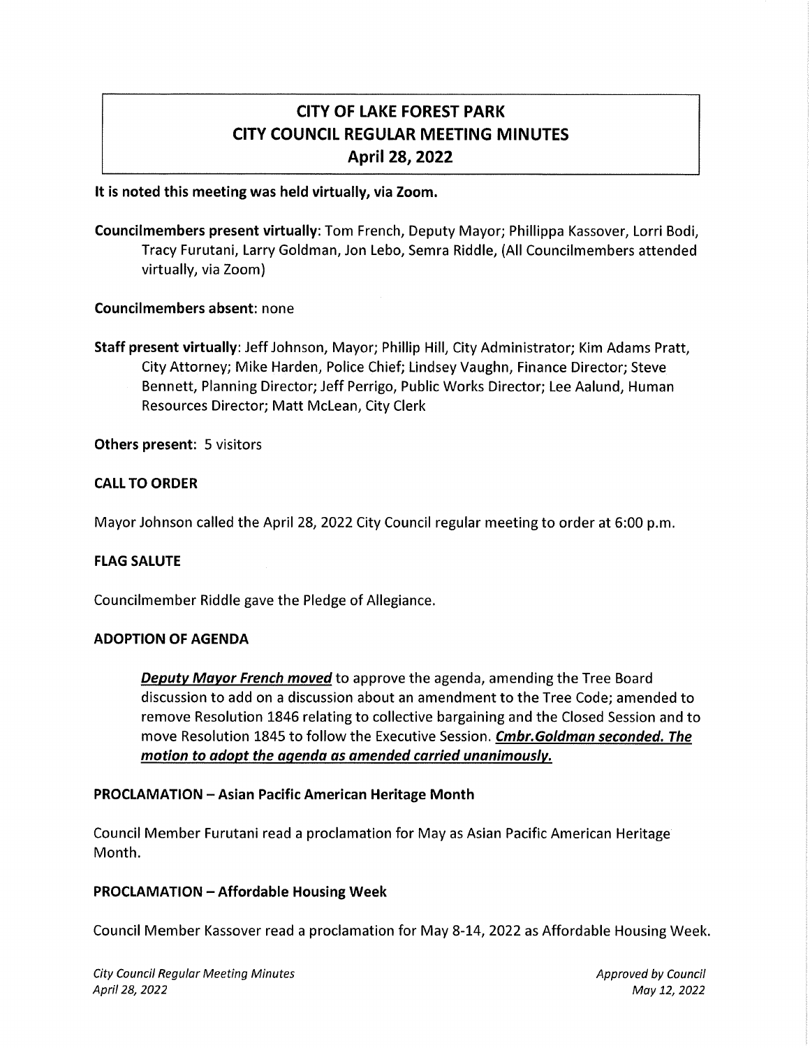# CITY OF LAKE FOREST PARK
# CITY COUNCIL REGULAR MEETING MINUTES
# April 28, 2022

**It is noted this meeting was held virtually, via Zoom.**

**Councilmembers present virtually**: Tom French, Deputy Mayor; Phillippa Kassover, Lorri Bodi, Tracy Furutani, Larry Goldman, Jon Lebo, Semra Riddle, (All Councilmembers attended virtually, via Zoom)

**Councilmembers absent**: none

**Staff present virtually**: Jeff Johnson, Mayor; Phillip Hill, City Administrator; Kim Adams Pratt, City Attorney; Mike Harden, Police Chief; Lindsey Vaughn, Finance Director; Steve Bennett, Planning Director; Jeff Perrigo, Public Works Director; Lee Aalund, Human Resources Director; Matt McLean, City Clerk

**Others present**: 5 visitors

### CALL TO ORDER

Mayor Johnson called the April 28, 2022 City Council regular meeting to order at 6:00 p.m.

### FLAG SALUTE

Councilmember Riddle gave the Pledge of Allegiance.

### ADOPTION OF AGENDA

***Deputy Mayor French moved*** to approve the agenda, amending the Tree Board discussion to add on a discussion about an amendment to the Tree Code; amended to remove Resolution 1846 relating to collective bargaining and the Closed Session and to move Resolution 1845 to follow the Executive Session. ***Cmbr.Goldman seconded. The motion to adopt the agenda as amended carried unanimously.***

### PROCLAMATION – Asian Pacific American Heritage Month

Council Member Furutani read a proclamation for May as Asian Pacific American Heritage Month.

### PROCLAMATION – Affordable Housing Week

Council Member Kassover read a proclamation for May 8-14, 2022 as Affordable Housing Week.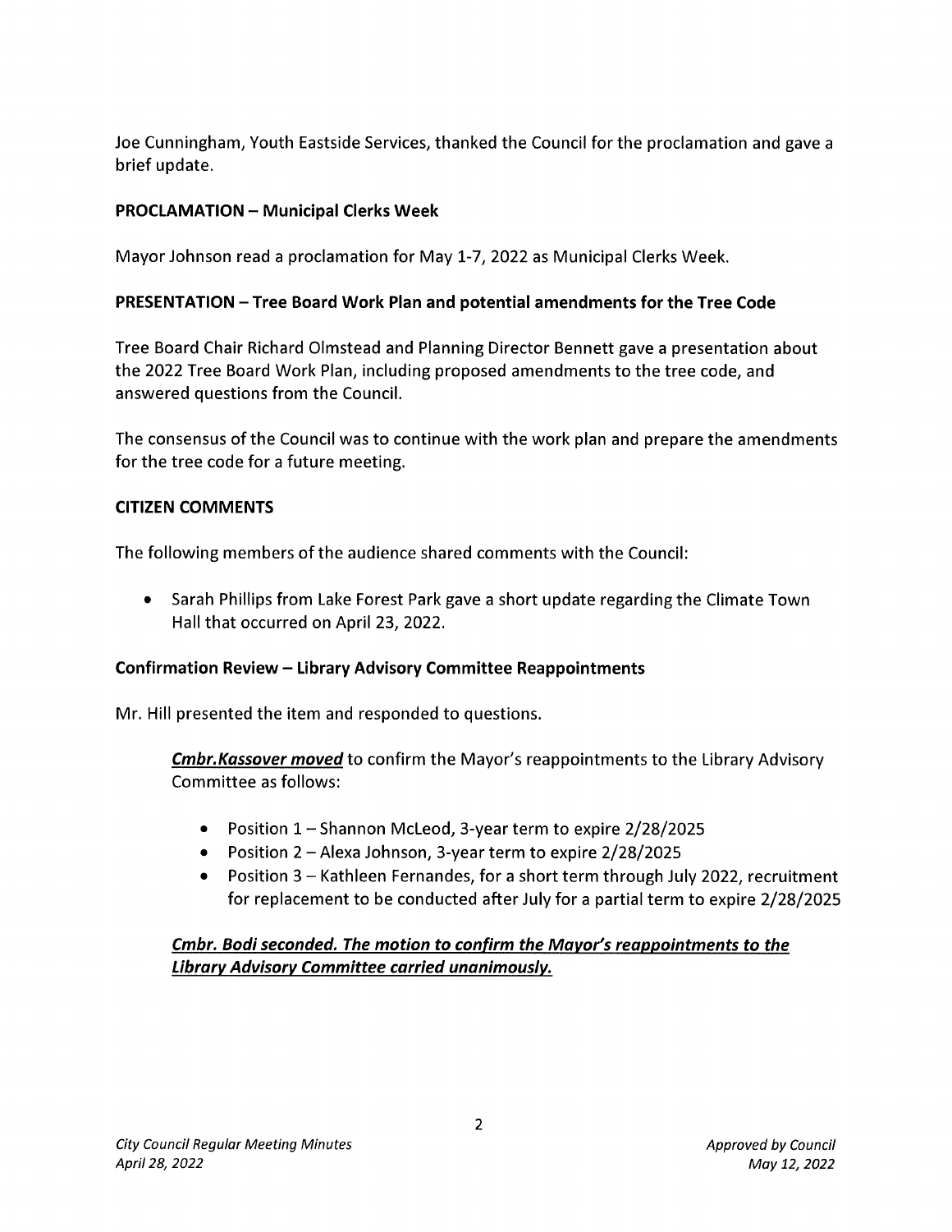Joe Cunningham, Youth Eastside Services, thanked the Council for the proclamation and gave a brief update.

### PROCLAMATION – Municipal Clerks Week

Mayor Johnson read a proclamation for May 1-7, 2022 as Municipal Clerks Week.

### PRESENTATION – Tree Board Work Plan and potential amendments for the Tree Code

Tree Board Chair Richard Olmstead and Planning Director Bennett gave a presentation about the 2022 Tree Board Work Plan, including proposed amendments to the tree code, and answered questions from the Council.

The consensus of the Council was to continue with the work plan and prepare the amendments for the tree code for a future meeting.

### CITIZEN COMMENTS

The following members of the audience shared comments with the Council:

- Sarah Phillips from Lake Forest Park gave a short update regarding the Climate Town Hall that occurred on April 23, 2022.

### Confirmation Review – Library Advisory Committee Reappointments

Mr. Hill presented the item and responded to questions.

> ***Cmbr.Kassover moved*** to confirm the Mayor's reappointments to the Library Advisory Committee as follows:
>
> - Position 1 – Shannon McLeod, 3-year term to expire 2/28/2025
> - Position 2 – Alexa Johnson, 3-year term to expire 2/28/2025
> - Position 3 – Kathleen Fernandes, for a short term through July 2022, recruitment for replacement to be conducted after July for a partial term to expire 2/28/2025
>
> ***Cmbr. Bodi seconded. The motion to confirm the Mayor's reappointments to the Library Advisory Committee carried unanimously.***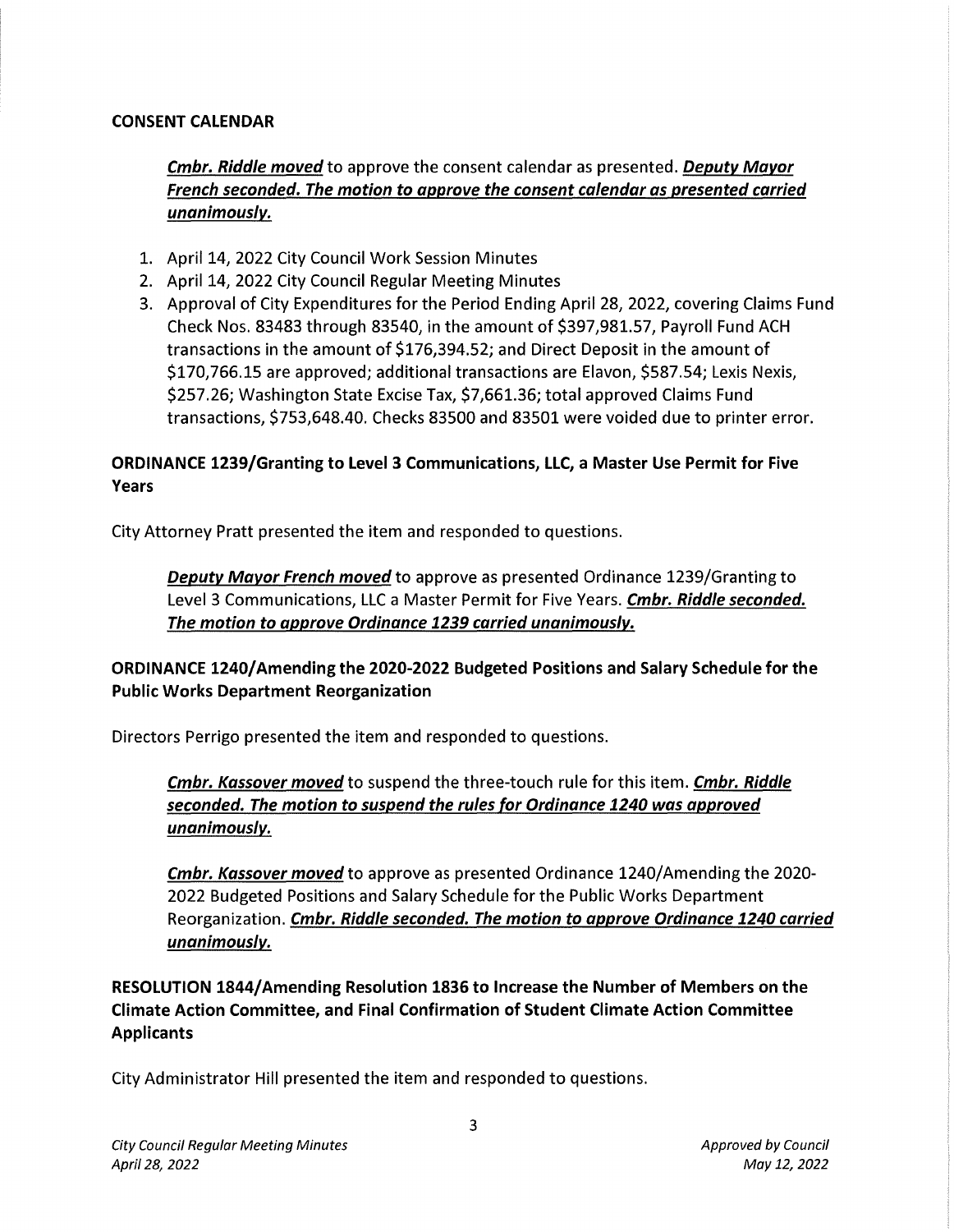## CONSENT CALENDAR

> ***Cmbr. Riddle moved*** to approve the consent calendar as presented. ***Deputy Mayor French seconded. The motion to approve the consent calendar as presented carried unanimously.***

1. April 14, 2022 City Council Work Session Minutes
2. April 14, 2022 City Council Regular Meeting Minutes
3. Approval of City Expenditures for the Period Ending April 28, 2022, covering Claims Fund Check Nos. 83483 through 83540, in the amount of $397,981.57, Payroll Fund ACH transactions in the amount of $176,394.52; and Direct Deposit in the amount of $170,766.15 are approved; additional transactions are Elavon, $587.54; Lexis Nexis, $257.26; Washington State Excise Tax, $7,661.36; total approved Claims Fund transactions, $753,648.40. Checks 83500 and 83501 were voided due to printer error.

## ORDINANCE 1239/Granting to Level 3 Communications, LLC, a Master Use Permit for Five Years

City Attorney Pratt presented the item and responded to questions.

> ***Deputy Mayor French moved*** to approve as presented Ordinance 1239/Granting to Level 3 Communications, LLC a Master Permit for Five Years. ***Cmbr. Riddle seconded. The motion to approve Ordinance 1239 carried unanimously.***

## ORDINANCE 1240/Amending the 2020-2022 Budgeted Positions and Salary Schedule for the Public Works Department Reorganization

Directors Perrigo presented the item and responded to questions.

> ***Cmbr. Kassover moved*** to suspend the three-touch rule for this item. ***Cmbr. Riddle seconded. The motion to suspend the rules for Ordinance 1240 was approved unanimously.***
>
> ***Cmbr. Kassover moved*** to approve as presented Ordinance 1240/Amending the 2020-2022 Budgeted Positions and Salary Schedule for the Public Works Department Reorganization. ***Cmbr. Riddle seconded. The motion to approve Ordinance 1240 carried unanimously.***

## RESOLUTION 1844/Amending Resolution 1836 to Increase the Number of Members on the Climate Action Committee, and Final Confirmation of Student Climate Action Committee Applicants

City Administrator Hill presented the item and responded to questions.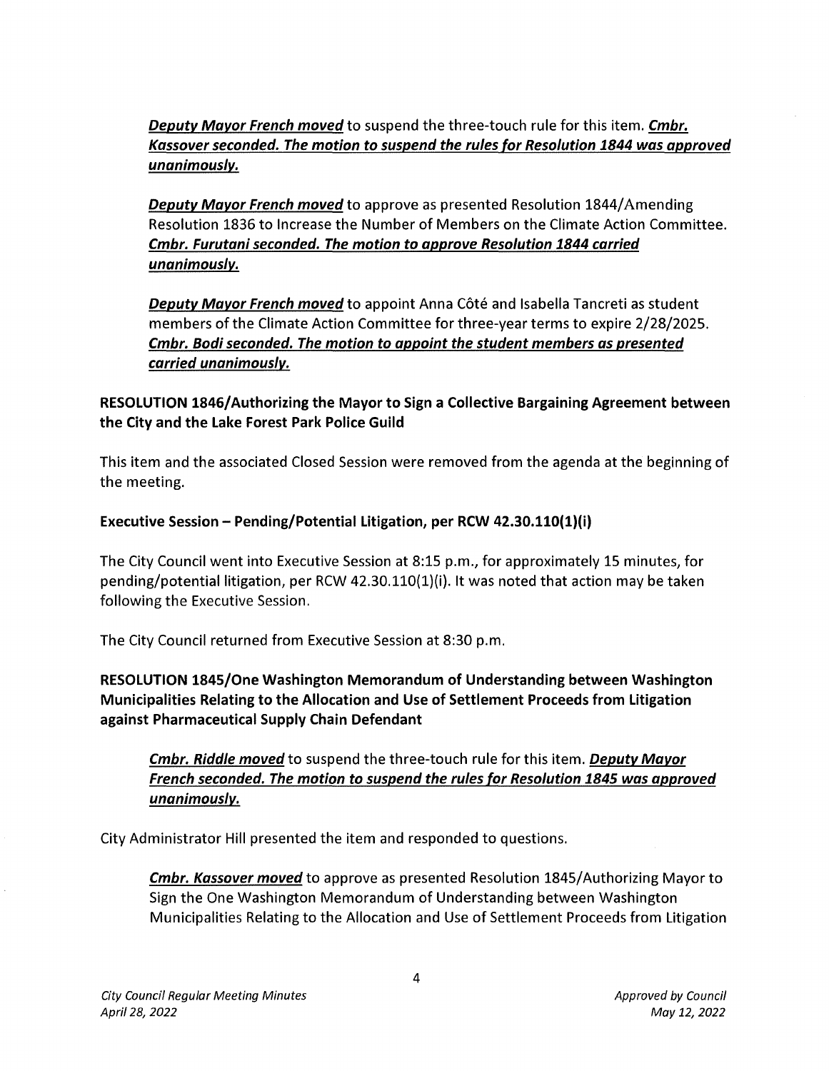***Deputy Mayor French moved*** to suspend the three-touch rule for this item. ***Cmbr. Kassover seconded. The motion to suspend the rules for Resolution 1844 was approved unanimously.***

***Deputy Mayor French moved*** to approve as presented Resolution 1844/Amending Resolution 1836 to Increase the Number of Members on the Climate Action Committee. ***Cmbr. Furutani seconded. The motion to approve Resolution 1844 carried unanimously.***

***Deputy Mayor French moved*** to appoint Anna Côté and Isabella Tancreti as student members of the Climate Action Committee for three-year terms to expire 2/28/2025. ***Cmbr. Bodi seconded. The motion to appoint the student members as presented carried unanimously.***

**RESOLUTION 1846/Authorizing the Mayor to Sign a Collective Bargaining Agreement between the City and the Lake Forest Park Police Guild**

This item and the associated Closed Session were removed from the agenda at the beginning of the meeting.

**Executive Session – Pending/Potential Litigation, per RCW 42.30.110(1)(i)**

The City Council went into Executive Session at 8:15 p.m., for approximately 15 minutes, for pending/potential litigation, per RCW 42.30.110(1)(i). It was noted that action may be taken following the Executive Session.

The City Council returned from Executive Session at 8:30 p.m.

**RESOLUTION 1845/One Washington Memorandum of Understanding between Washington Municipalities Relating to the Allocation and Use of Settlement Proceeds from Litigation against Pharmaceutical Supply Chain Defendant**

***Cmbr. Riddle moved*** to suspend the three-touch rule for this item. ***Deputy Mayor French seconded. The motion to suspend the rules for Resolution 1845 was approved unanimously.***

City Administrator Hill presented the item and responded to questions.

***Cmbr. Kassover moved*** to approve as presented Resolution 1845/Authorizing Mayor to Sign the One Washington Memorandum of Understanding between Washington Municipalities Relating to the Allocation and Use of Settlement Proceeds from Litigation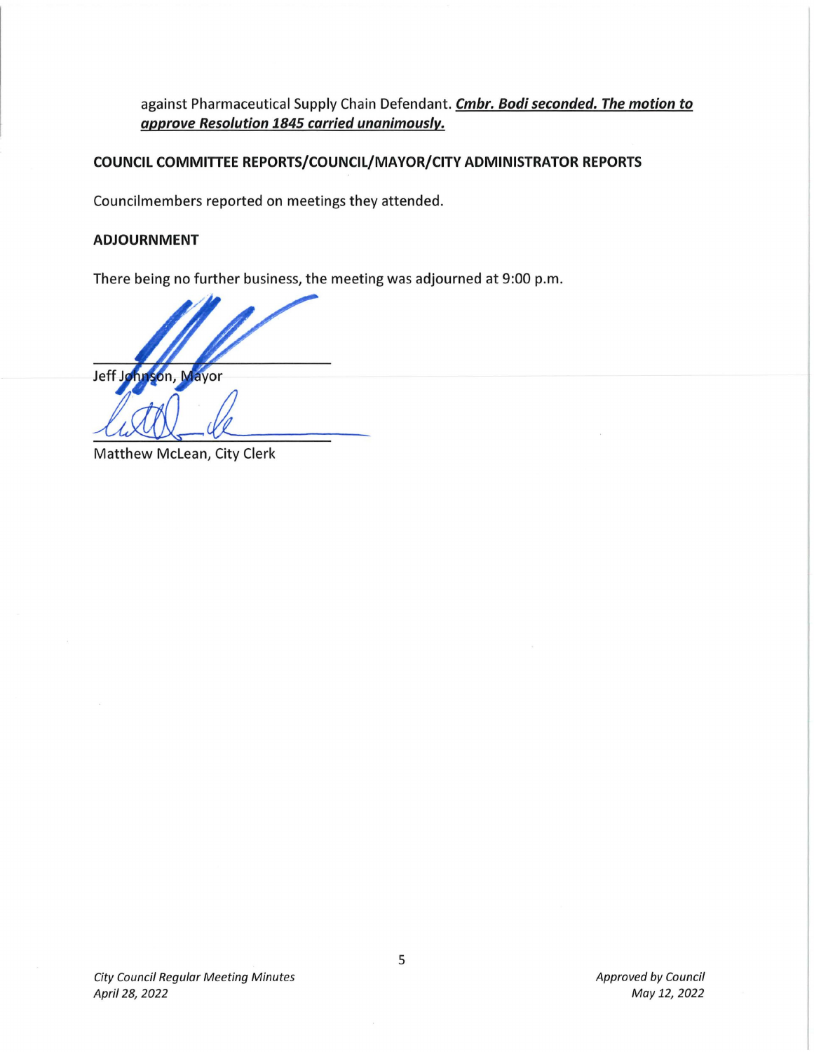against Pharmaceutical Supply Chain Defendant. ***Cmbr. Bodi seconded. The motion to approve Resolution 1845 carried unanimously.***

## COUNCIL COMMITTEE REPORTS/COUNCIL/MAYOR/CITY ADMINISTRATOR REPORTS

Councilmembers reported on meetings they attended.

## ADJOURNMENT

There being no further business, the meeting was adjourned at 9:00 p.m.

Jeff Johnson, Mayor

Matthew McLean, City Clerk